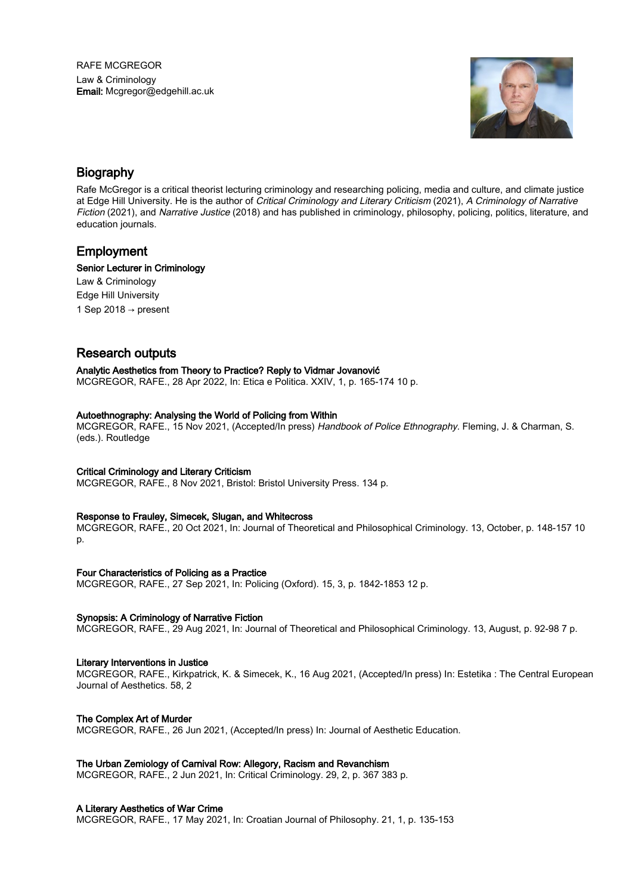RAFE MCGREGOR
Law & Criminology
**Email:** Mcgregor@edgehill.ac.uk

## Biography

Rafe McGregor is a critical theorist lecturing criminology and researching policing, media and culture, and climate justice at Edge Hill University. He is the author of *Critical Criminology and Literary Criticism* (2021), *A Criminology of Narrative Fiction* (2021), and *Narrative Justice* (2018) and has published in criminology, philosophy, policing, politics, literature, and education journals.

## Employment

**Senior Lecturer in Criminology**
Law & Criminology
Edge Hill University
1 Sep 2018 → present

## Research outputs

**Analytic Aesthetics from Theory to Practice? Reply to Vidmar Jovanović**
MCGREGOR, RAFE., 28 Apr 2022, In: Etica e Politica. XXIV, 1, p. 165-174 10 p.

**Autoethnography: Analysing the World of Policing from Within**
MCGREGOR, RAFE., 15 Nov 2021, (Accepted/In press) *Handbook of Police Ethnography.* Fleming, J. & Charman, S. (eds.). Routledge

**Critical Criminology and Literary Criticism**
MCGREGOR, RAFE., 8 Nov 2021, Bristol: Bristol University Press. 134 p.

**Response to Frauley, Simecek, Slugan, and Whitecross**
MCGREGOR, RAFE., 20 Oct 2021, In: Journal of Theoretical and Philosophical Criminology. 13, October, p. 148-157 10 p.

**Four Characteristics of Policing as a Practice**
MCGREGOR, RAFE., 27 Sep 2021, In: Policing (Oxford). 15, 3, p. 1842-1853 12 p.

**Synopsis: A Criminology of Narrative Fiction**
MCGREGOR, RAFE., 29 Aug 2021, In: Journal of Theoretical and Philosophical Criminology. 13, August, p. 92-98 7 p.

**Literary Interventions in Justice**
MCGREGOR, RAFE., Kirkpatrick, K. & Simecek, K., 16 Aug 2021, (Accepted/In press) In: Estetika : The Central European Journal of Aesthetics. 58, 2

**The Complex Art of Murder**
MCGREGOR, RAFE., 26 Jun 2021, (Accepted/In press) In: Journal of Aesthetic Education.

**The Urban Zemiology of Carnival Row: Allegory, Racism and Revanchism**
MCGREGOR, RAFE., 2 Jun 2021, In: Critical Criminology. 29, 2, p. 367 383 p.

**A Literary Aesthetics of War Crime**
MCGREGOR, RAFE., 17 May 2021, In: Croatian Journal of Philosophy. 21, 1, p. 135-153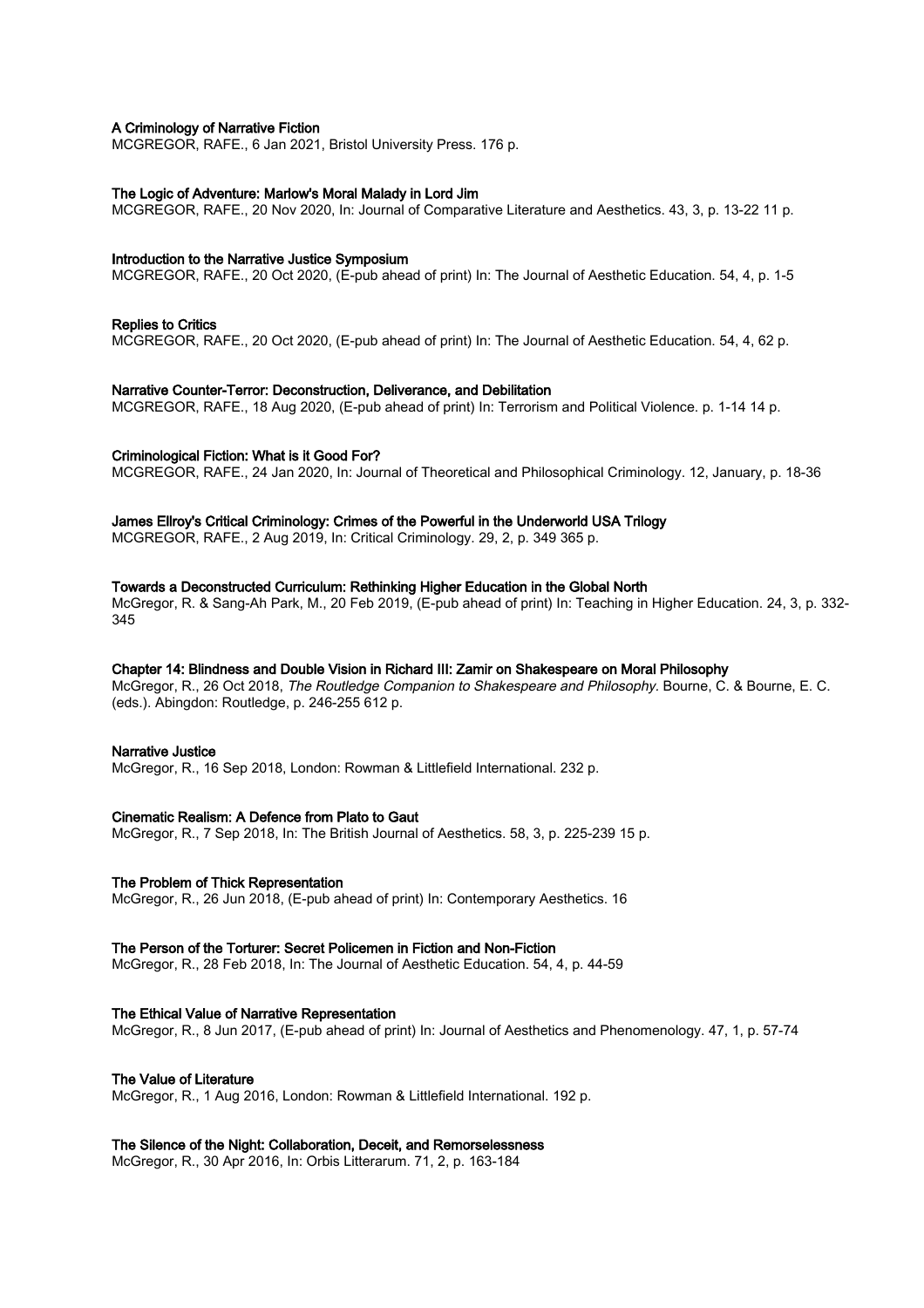**A Criminology of Narrative Fiction**
MCGREGOR, RAFE., 6 Jan 2021, Bristol University Press. 176 p.

**The Logic of Adventure: Marlow's Moral Malady in Lord Jim**
MCGREGOR, RAFE., 20 Nov 2020, In: Journal of Comparative Literature and Aesthetics. 43, 3, p. 13-22 11 p.

**Introduction to the Narrative Justice Symposium**
MCGREGOR, RAFE., 20 Oct 2020, (E-pub ahead of print) In: The Journal of Aesthetic Education. 54, 4, p. 1-5

**Replies to Critics**
MCGREGOR, RAFE., 20 Oct 2020, (E-pub ahead of print) In: The Journal of Aesthetic Education. 54, 4, 62 p.

**Narrative Counter-Terror: Deconstruction, Deliverance, and Debilitation**
MCGREGOR, RAFE., 18 Aug 2020, (E-pub ahead of print) In: Terrorism and Political Violence. p. 1-14 14 p.

**Criminological Fiction: What is it Good For?**
MCGREGOR, RAFE., 24 Jan 2020, In: Journal of Theoretical and Philosophical Criminology. 12, January, p. 18-36

**James Ellroy's Critical Criminology: Crimes of the Powerful in the Underworld USA Trilogy**
MCGREGOR, RAFE., 2 Aug 2019, In: Critical Criminology. 29, 2, p. 349 365 p.

**Towards a Deconstructed Curriculum: Rethinking Higher Education in the Global North**
McGregor, R. & Sang-Ah Park, M., 20 Feb 2019, (E-pub ahead of print) In: Teaching in Higher Education. 24, 3, p. 332-345

**Chapter 14: Blindness and Double Vision in Richard III: Zamir on Shakespeare on Moral Philosophy**
McGregor, R., 26 Oct 2018, *The Routledge Companion to Shakespeare and Philosophy*. Bourne, C. & Bourne, E. C. (eds.). Abingdon: Routledge, p. 246-255 612 p.

**Narrative Justice**
McGregor, R., 16 Sep 2018, London: Rowman & Littlefield International. 232 p.

**Cinematic Realism: A Defence from Plato to Gaut**
McGregor, R., 7 Sep 2018, In: The British Journal of Aesthetics. 58, 3, p. 225-239 15 p.

**The Problem of Thick Representation**
McGregor, R., 26 Jun 2018, (E-pub ahead of print) In: Contemporary Aesthetics. 16

**The Person of the Torturer: Secret Policemen in Fiction and Non-Fiction**
McGregor, R., 28 Feb 2018, In: The Journal of Aesthetic Education. 54, 4, p. 44-59

**The Ethical Value of Narrative Representation**
McGregor, R., 8 Jun 2017, (E-pub ahead of print) In: Journal of Aesthetics and Phenomenology. 47, 1, p. 57-74

**The Value of Literature**
McGregor, R., 1 Aug 2016, London: Rowman & Littlefield International. 192 p.

**The Silence of the Night: Collaboration, Deceit, and Remorselessness**
McGregor, R., 30 Apr 2016, In: Orbis Litterarum. 71, 2, p. 163-184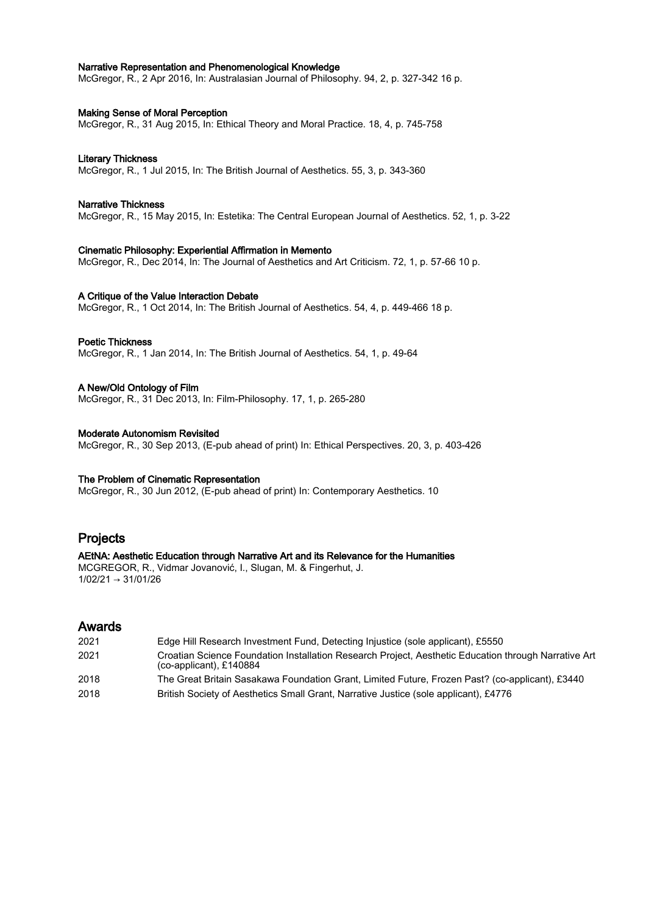**Narrative Representation and Phenomenological Knowledge**
McGregor, R., 2 Apr 2016, In: Australasian Journal of Philosophy. 94, 2, p. 327-342 16 p.

**Making Sense of Moral Perception**
McGregor, R., 31 Aug 2015, In: Ethical Theory and Moral Practice. 18, 4, p. 745-758

**Literary Thickness**
McGregor, R., 1 Jul 2015, In: The British Journal of Aesthetics. 55, 3, p. 343-360

**Narrative Thickness**
McGregor, R., 15 May 2015, In: Estetika: The Central European Journal of Aesthetics. 52, 1, p. 3-22

**Cinematic Philosophy: Experiential Affirmation in Memento**
McGregor, R., Dec 2014, In: The Journal of Aesthetics and Art Criticism. 72, 1, p. 57-66 10 p.

**A Critique of the Value Interaction Debate**
McGregor, R., 1 Oct 2014, In: The British Journal of Aesthetics. 54, 4, p. 449-466 18 p.

**Poetic Thickness**
McGregor, R., 1 Jan 2014, In: The British Journal of Aesthetics. 54, 1, p. 49-64

**A New/Old Ontology of Film**
McGregor, R., 31 Dec 2013, In: Film-Philosophy. 17, 1, p. 265-280

**Moderate Autonomism Revisited**
McGregor, R., 30 Sep 2013, (E-pub ahead of print) In: Ethical Perspectives. 20, 3, p. 403-426

**The Problem of Cinematic Representation**
McGregor, R., 30 Jun 2012, (E-pub ahead of print) In: Contemporary Aesthetics. 10

## Projects

**AEtNA: Aesthetic Education through Narrative Art and its Relevance for the Humanities**
MCGREGOR, R., Vidmar Jovanović, I., Slugan, M. & Fingerhut, J.
1/02/21 → 31/01/26

## Awards

| | |
|---|---|
| 2021 | Edge Hill Research Investment Fund, Detecting Injustice (sole applicant), £5550 |
| 2021 | Croatian Science Foundation Installation Research Project, Aesthetic Education through Narrative Art (co-applicant), £140884 |
| 2018 | The Great Britain Sasakawa Foundation Grant, Limited Future, Frozen Past? (co-applicant), £3440 |
| 2018 | British Society of Aesthetics Small Grant, Narrative Justice (sole applicant), £4776 |